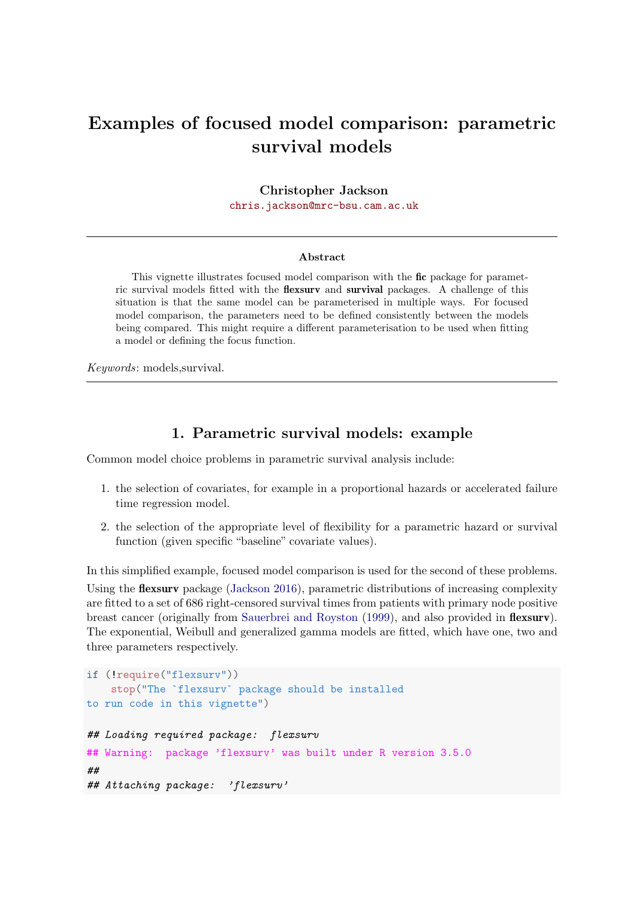# Examples of focused model comparison: parametric survival models

**Christopher Jackson**
chris.jackson@mrc-bsu.cam.ac.uk

---

**Abstract**

This vignette illustrates focused model comparison with the **fic** package for parametric survival models fitted with the **flexsurv** and **survival** packages. A challenge of this situation is that the same model can be parameterised in multiple ways. For focused model comparison, the parameters need to be defined consistently between the models being compared. This might require a different parameterisation to be used when fitting a model or defining the focus function.

*Keywords*: models,survival.

---

## 1. Parametric survival models: example

Common model choice problems in parametric survival analysis include:

1. the selection of covariates, for example in a proportional hazards or accelerated failure time regression model.
2. the selection of the appropriate level of flexibility for a parametric hazard or survival function (given specific "baseline" covariate values).

In this simplified example, focused model comparison is used for the second of these problems.

Using the **flexsurv** package (Jackson 2016), parametric distributions of increasing complexity are fitted to a set of 686 right-censored survival times from patients with primary node positive breast cancer (originally from Sauerbrei and Royston (1999), and also provided in **flexsurv**). The exponential, Weibull and generalized gamma models are fitted, which have one, two and three parameters respectively.

```
if (!require("flexsurv"))
    stop("The `flexsurv` package should be installed
to run code in this vignette")

## Loading required package:  flexsurv
## Warning:  package 'flexsurv' was built under R version 3.5.0
##
## Attaching package:  'flexsurv'
```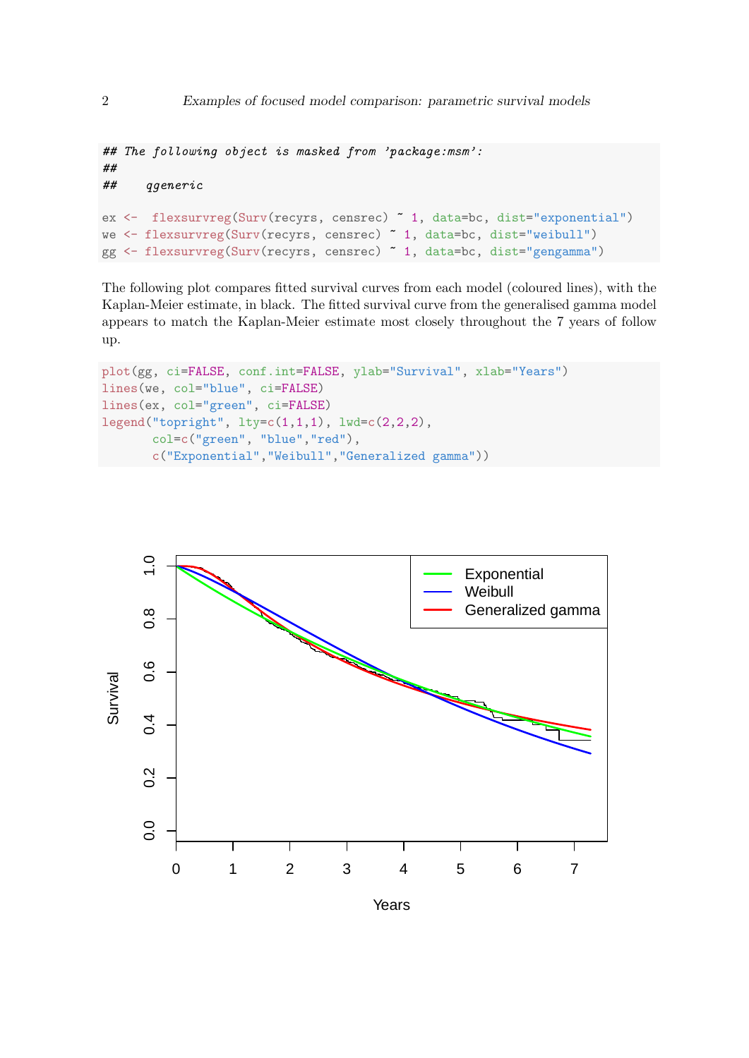```
## The following object is masked from 'package:msm':
##
##     qgeneric

ex <-  flexsurvreg(Surv(recyrs, censrec) ~ 1, data=bc, dist="exponential")
we <- flexsurvreg(Surv(recyrs, censrec) ~ 1, data=bc, dist="weibull")
gg <- flexsurvreg(Surv(recyrs, censrec) ~ 1, data=bc, dist="gengamma")
```

The following plot compares fitted survival curves from each model (coloured lines), with the Kaplan-Meier estimate, in black. The fitted survival curve from the generalised gamma model appears to match the Kaplan-Meier estimate most closely throughout the 7 years of follow up.

```
plot(gg, ci=FALSE, conf.int=FALSE, ylab="Survival", xlab="Years")
lines(we, col="blue", ci=FALSE)
lines(ex, col="green", ci=FALSE)
legend("topright", lty=c(1,1,1), lwd=c(2,2,2),
       col=c("green", "blue","red"),
       c("Exponential","Weibull","Generalized gamma"))
```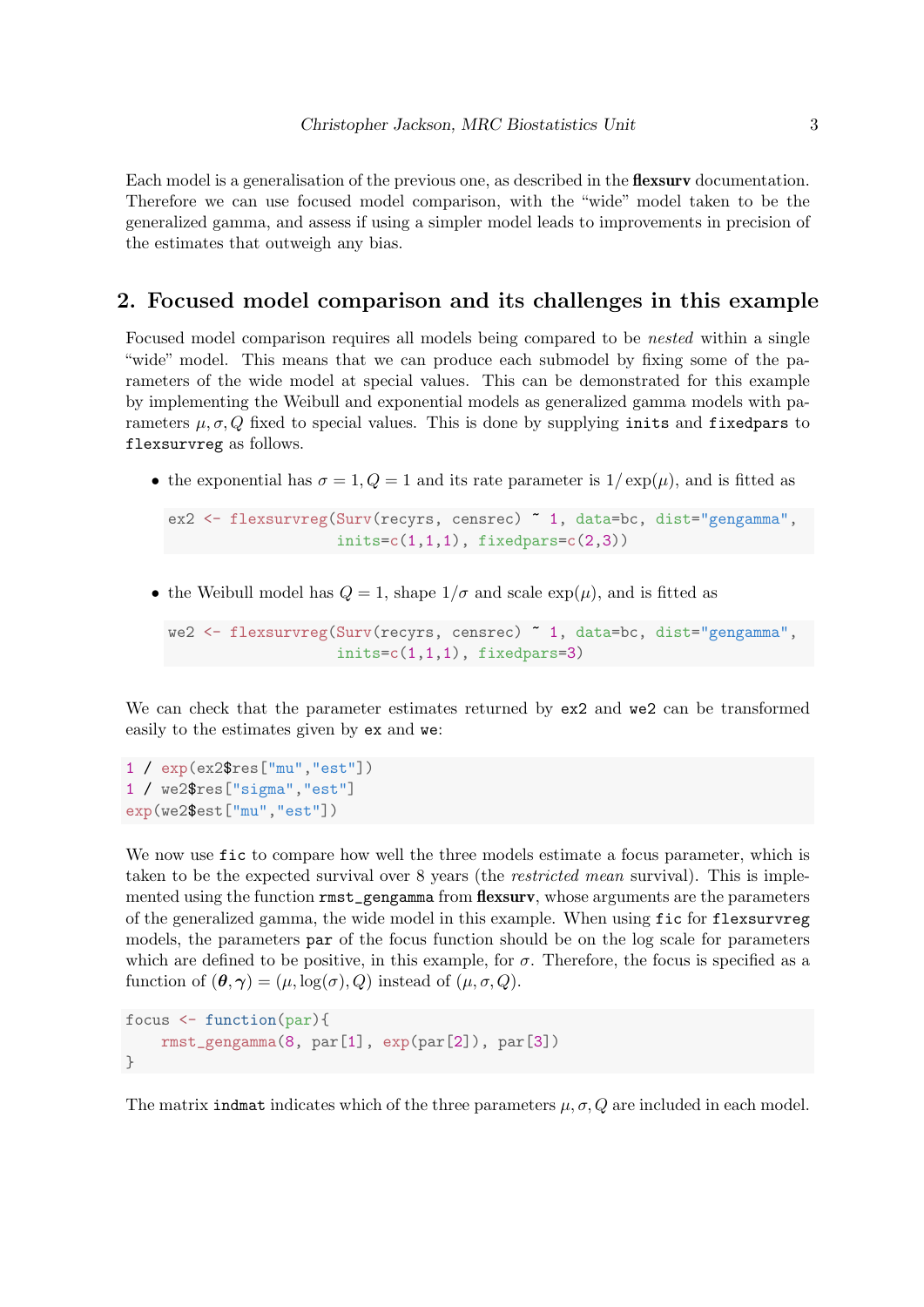Each model is a generalisation of the previous one, as described in the **flexsurv** documentation. Therefore we can use focused model comparison, with the "wide" model taken to be the generalized gamma, and assess if using a simpler model leads to improvements in precision of the estimates that outweigh any bias.

## 2. Focused model comparison and its challenges in this example

Focused model comparison requires all models being compared to be *nested* within a single "wide" model. This means that we can produce each submodel by fixing some of the parameters of the wide model at special values. This can be demonstrated for this example by implementing the Weibull and exponential models as generalized gamma models with parameters $\mu, \sigma, Q$ fixed to special values. This is done by supplying `inits` and `fixedpars` to `flexsurvreg` as follows.

- the exponential has $\sigma = 1, Q = 1$ and its rate parameter is $1/\exp(\mu)$, and is fitted as

```
ex2 <- flexsurvreg(Surv(recyrs, censrec) ~ 1, data=bc, dist="gengamma",
                   inits=c(1,1,1), fixedpars=c(2,3))
```

- the Weibull model has $Q = 1$, shape $1/\sigma$ and scale $\exp(\mu)$, and is fitted as

```
we2 <- flexsurvreg(Surv(recyrs, censrec) ~ 1, data=bc, dist="gengamma",
                   inits=c(1,1,1), fixedpars=3)
```

We can check that the parameter estimates returned by `ex2` and `we2` can be transformed easily to the estimates given by `ex` and `we`:

```
1 / exp(ex2$res["mu","est"])
1 / we2$res["sigma","est"]
exp(we2$est["mu","est"])
```

We now use `fic` to compare how well the three models estimate a focus parameter, which is taken to be the expected survival over 8 years (the *restricted mean* survival). This is implemented using the function `rmst_gengamma` from **flexsurv**, whose arguments are the parameters of the generalized gamma, the wide model in this example. When using `fic` for `flexsurvreg` models, the parameters `par` of the focus function should be on the log scale for parameters which are defined to be positive, in this example, for $\sigma$. Therefore, the focus is specified as a function of $(\boldsymbol{\theta}, \boldsymbol{\gamma}) = (\mu, \log(\sigma), Q)$ instead of $(\mu, \sigma, Q)$.

```
focus <- function(par){
    rmst_gengamma(8, par[1], exp(par[2]), par[3])
}
```

The matrix `indmat` indicates which of the three parameters $\mu, \sigma, Q$ are included in each model.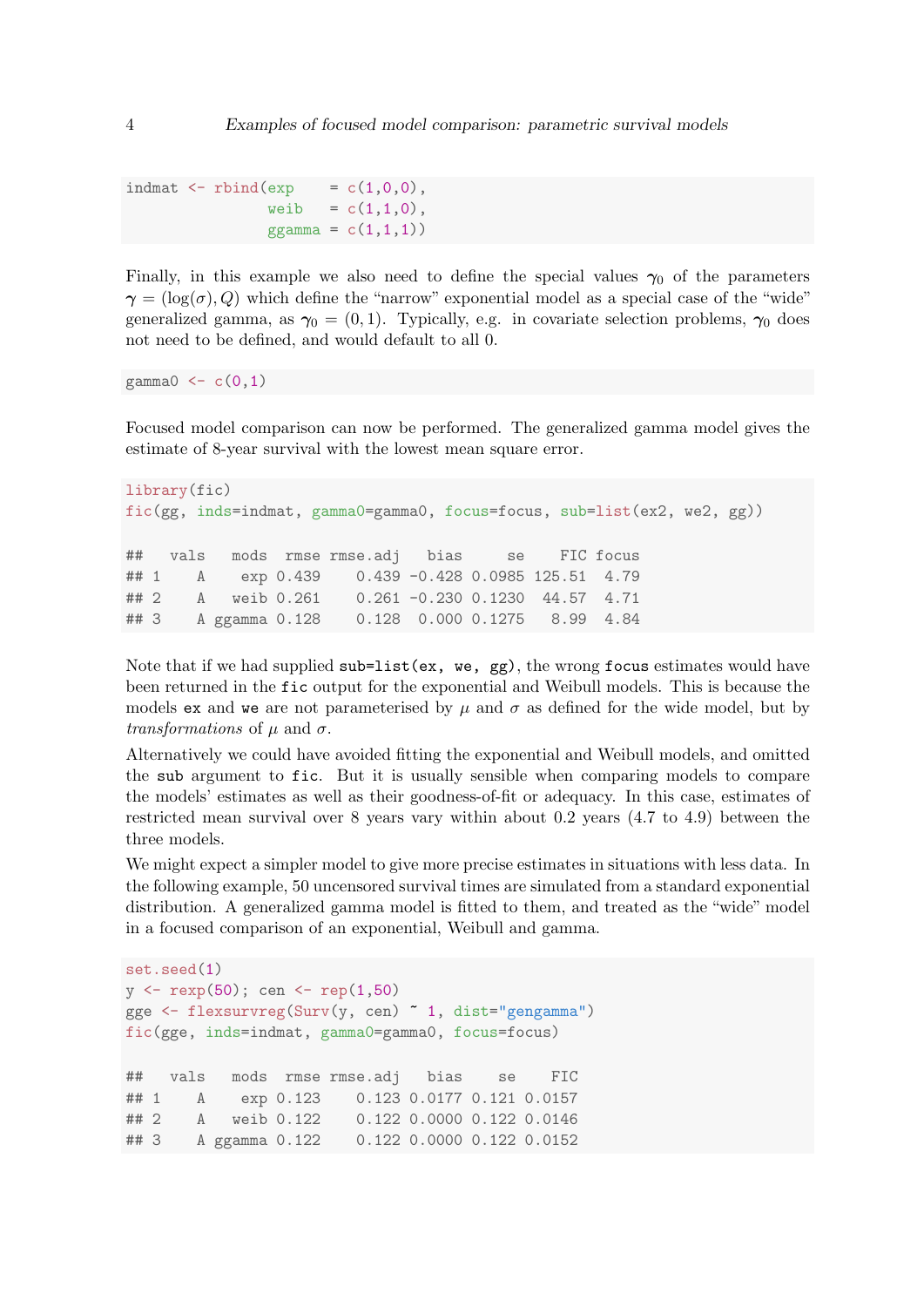```
indmat <- rbind(exp    = c(1,0,0),
                weib   = c(1,1,0),
                ggamma = c(1,1,1))
```

Finally, in this example we also need to define the special values $\gamma_0$ of the parameters $\gamma = (\log(\sigma), Q)$ which define the "narrow" exponential model as a special case of the "wide" generalized gamma, as $\gamma_0 = (0, 1)$. Typically, e.g. in covariate selection problems, $\gamma_0$ does not need to be defined, and would default to all 0.

```
gamma0 <- c(0,1)
```

Focused model comparison can now be performed. The generalized gamma model gives the estimate of 8-year survival with the lowest mean square error.

```
library(fic)
fic(gg, inds=indmat, gamma0=gamma0, focus=focus, sub=list(ex2, we2, gg))

##   vals   mods  rmse rmse.adj   bias     se    FIC focus
## 1    A    exp 0.439    0.439 -0.428 0.0985 125.51  4.79
## 2    A   weib 0.261    0.261 -0.230 0.1230  44.57  4.71
## 3    A ggamma 0.128    0.128  0.000 0.1275   8.99  4.84
```

Note that if we had supplied `sub=list(ex, we, gg)`, the wrong `focus` estimates would have been returned in the `fic` output for the exponential and Weibull models. This is because the models `ex` and `we` are not parameterised by $\mu$ and $\sigma$ as defined for the wide model, but by *transformations* of $\mu$ and $\sigma$.

Alternatively we could have avoided fitting the exponential and Weibull models, and omitted the `sub` argument to `fic`. But it is usually sensible when comparing models to compare the models' estimates as well as their goodness-of-fit or adequacy. In this case, estimates of restricted mean survival over 8 years vary within about 0.2 years (4.7 to 4.9) between the three models.

We might expect a simpler model to give more precise estimates in situations with less data. In the following example, 50 uncensored survival times are simulated from a standard exponential distribution. A generalized gamma model is fitted to them, and treated as the "wide" model in a focused comparison of an exponential, Weibull and gamma.

```
set.seed(1)
y <- rexp(50); cen <- rep(1,50)
gge <- flexsurvreg(Surv(y, cen) ~ 1, dist="gengamma")
fic(gge, inds=indmat, gamma0=gamma0, focus=focus)

##   vals   mods  rmse rmse.adj   bias    se    FIC
## 1    A    exp 0.123    0.123 0.0177 0.121 0.0157
## 2    A   weib 0.122    0.122 0.0000 0.122 0.0146
## 3    A ggamma 0.122    0.122 0.0000 0.122 0.0152
```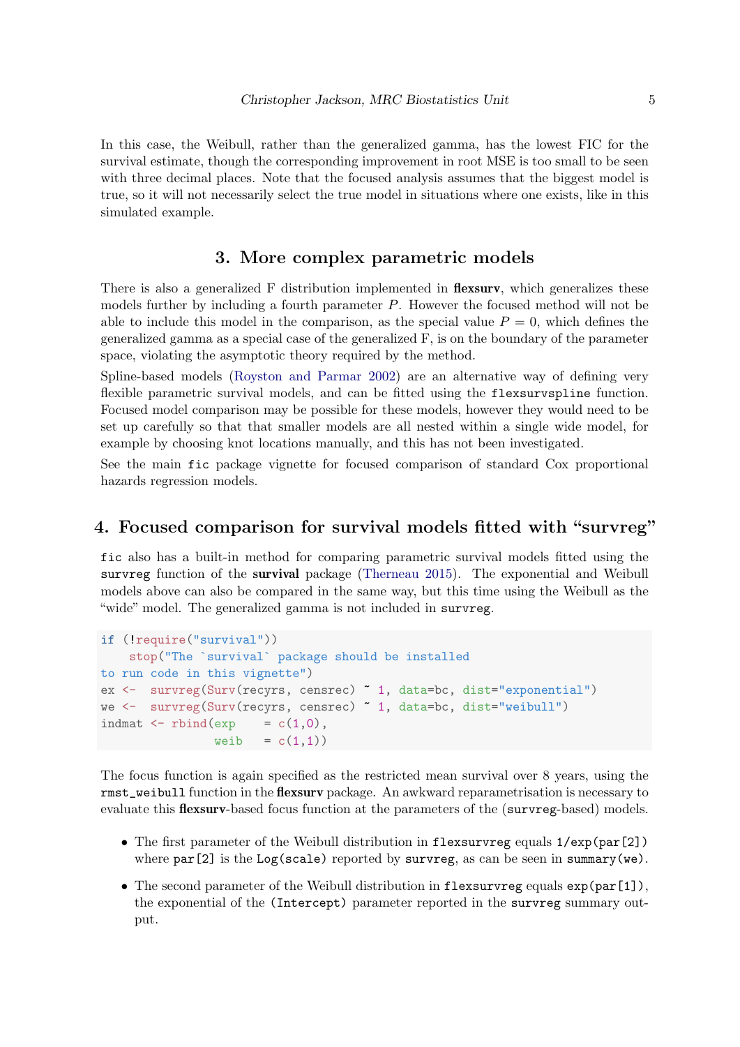In this case, the Weibull, rather than the generalized gamma, has the lowest FIC for the survival estimate, though the corresponding improvement in root MSE is too small to be seen with three decimal places. Note that the focused analysis assumes that the biggest model is true, so it will not necessarily select the true model in situations where one exists, like in this simulated example.

## 3. More complex parametric models

There is also a generalized F distribution implemented in **flexsurv**, which generalizes these models further by including a fourth parameter $P$. However the focused method will not be able to include this model in the comparison, as the special value $P = 0$, which defines the generalized gamma as a special case of the generalized F, is on the boundary of the parameter space, violating the asymptotic theory required by the method.

Spline-based models (Royston and Parmar 2002) are an alternative way of defining very flexible parametric survival models, and can be fitted using the `flexsurvspline` function. Focused model comparison may be possible for these models, however they would need to be set up carefully so that that smaller models are all nested within a single wide model, for example by choosing knot locations manually, and this has not been investigated.

See the main `fic` package vignette for focused comparison of standard Cox proportional hazards regression models.

## 4. Focused comparison for survival models fitted with "survreg"

`fic` also has a built-in method for comparing parametric survival models fitted using the `survreg` function of the **survival** package (Therneau 2015). The exponential and Weibull models above can also be compared in the same way, but this time using the Weibull as the "wide" model. The generalized gamma is not included in `survreg`.

```
if (!require("survival"))
    stop("The `survival` package should be installed
to run code in this vignette")
ex <-  survreg(Surv(recyrs, censrec) ~ 1, data=bc, dist="exponential")
we <-  survreg(Surv(recyrs, censrec) ~ 1, data=bc, dist="weibull")
indmat <- rbind(exp    = c(1,0),
                weib   = c(1,1))
```

The focus function is again specified as the restricted mean survival over 8 years, using the `rmst_weibull` function in the **flexsurv** package. An awkward reparametrisation is necessary to evaluate this **flexsurv**-based focus function at the parameters of the (`survreg`-based) models.

- The first parameter of the Weibull distribution in `flexsurvreg` equals `1/exp(par[2])` where `par[2]` is the `Log(scale)` reported by `survreg`, as can be seen in `summary(we)`.
- The second parameter of the Weibull distribution in `flexsurvreg` equals `exp(par[1])`, the exponential of the `(Intercept)` parameter reported in the `survreg` summary output.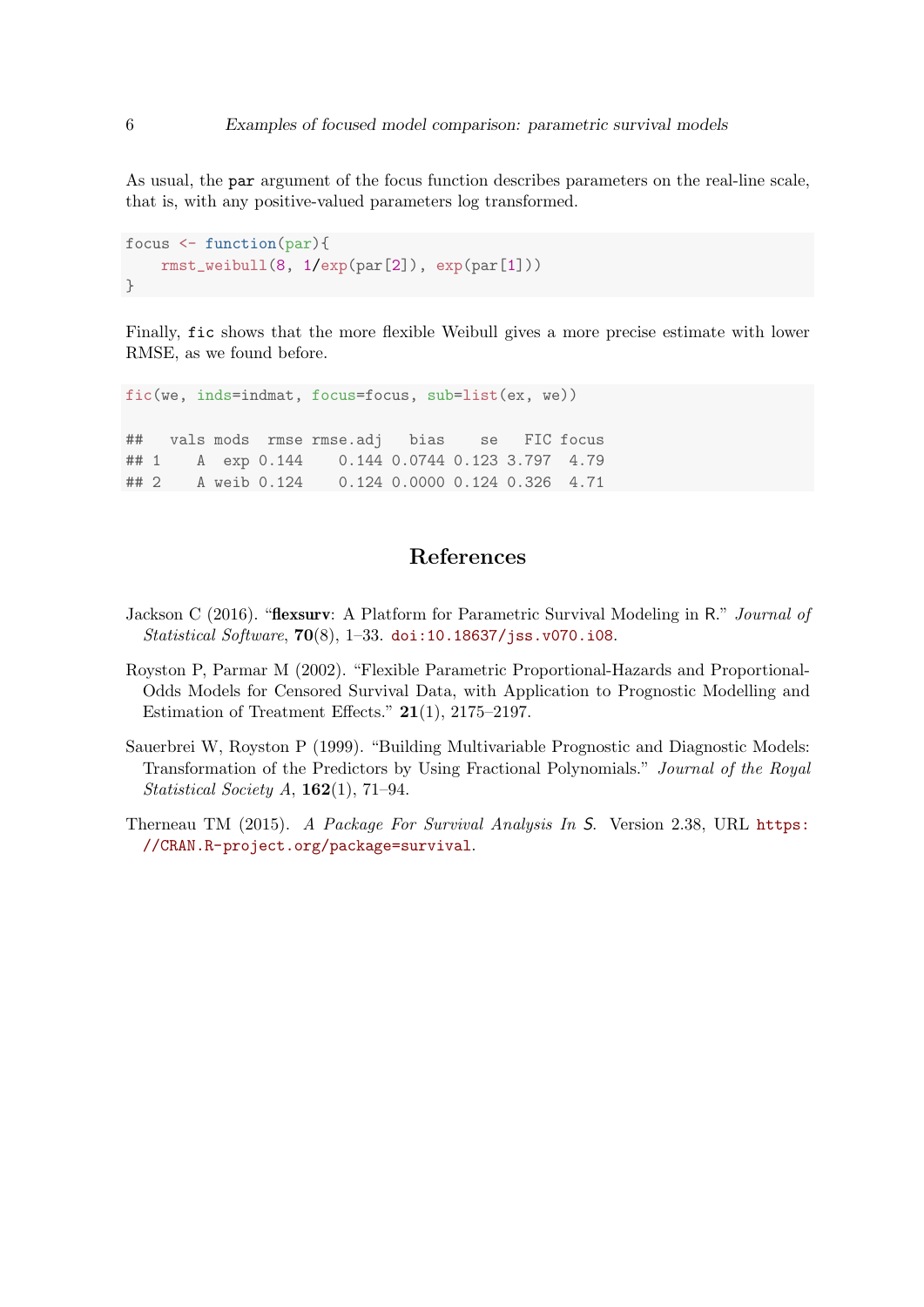As usual, the `par` argument of the focus function describes parameters on the real-line scale, that is, with any positive-valued parameters log transformed.

```
focus <- function(par){
    rmst_weibull(8, 1/exp(par[2]), exp(par[1]))
}
```

Finally, `fic` shows that the more flexible Weibull gives a more precise estimate with lower RMSE, as we found before.

```
fic(we, inds=indmat, focus=focus, sub=list(ex, we))

##   vals mods  rmse rmse.adj   bias    se   FIC focus
## 1    A  exp 0.144    0.144 0.0744 0.123 3.797  4.79
## 2    A weib 0.124    0.124 0.0000 0.124 0.326  4.71
```

# References

Jackson C (2016). "**flexsurv**: A Platform for Parametric Survival Modeling in R." *Journal of Statistical Software*, **70**(8), 1–33. doi:10.18637/jss.v070.i08.

Royston P, Parmar M (2002). "Flexible Parametric Proportional-Hazards and Proportional-Odds Models for Censored Survival Data, with Application to Prognostic Modelling and Estimation of Treatment Effects." **21**(1), 2175–2197.

Sauerbrei W, Royston P (1999). "Building Multivariable Prognostic and Diagnostic Models: Transformation of the Predictors by Using Fractional Polynomials." *Journal of the Royal Statistical Society A*, **162**(1), 71–94.

Therneau TM (2015). *A Package For Survival Analysis In S*. Version 2.38, URL https://CRAN.R-project.org/package=survival.